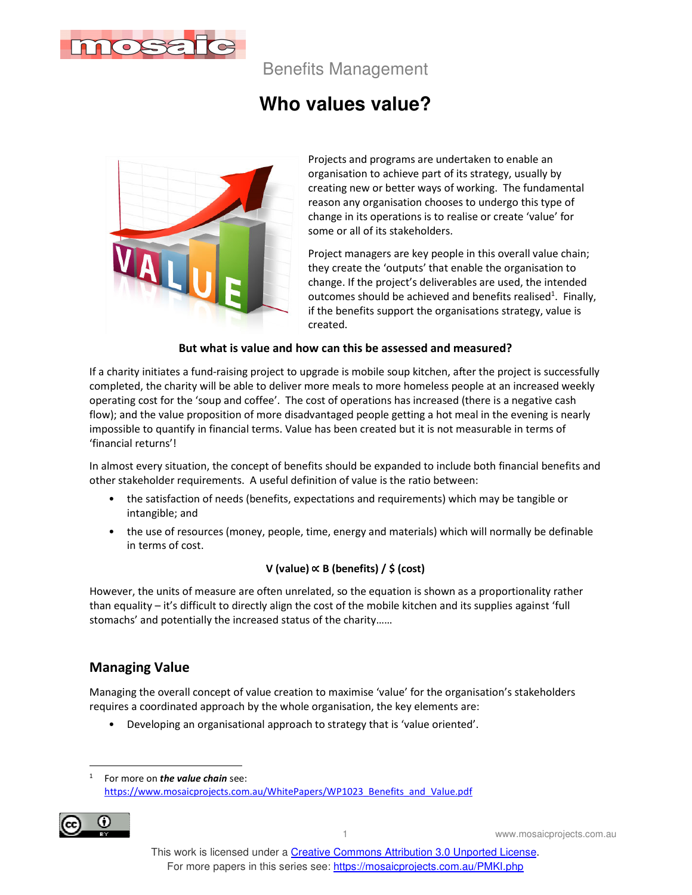Benefits Management

# Who values value?

Projects and programs are undertaken to enable an organisation to achieve part of its strategy, usually by creating new or better ways of working. The fundamental reason any organisation chooses to undergo this type of change in its operations is to realise or create 'value' for some or all of its stakeholders.

Project managers are key people in this overall value chain; they create the 'outputs' that enable the organisation to change. If the project's deliverables are used, the intended outcomes should be achieved and benefits realised[1]. Finally, if the benefits support the organisations strategy, value is created.

**But what is value and how can this be assessed and measured?**

If a charity initiates a fund-raising project to upgrade is mobile soup kitchen, after the project is successfully completed, the charity will be able to deliver more meals to more homeless people at an increased weekly operating cost for the 'soup and coffee'. The cost of operations has increased (there is a negative cash flow); and the value proposition of more disadvantaged people getting a hot meal in the evening is nearly impossible to quantify in financial terms. Value has been created but it is not measurable in terms of 'financial returns'!

In almost every situation, the concept of benefits should be expanded to include both financial benefits and other stakeholder requirements. A useful definition of value is the ratio between:

- the satisfaction of needs (benefits, expectations and requirements) which may be tangible or intangible; and
- the use of resources (money, people, time, energy and materials) which will normally be definable in terms of cost.

**V (value) ∝ B (benefits) / $ (cost)**

However, the units of measure are often unrelated, so the equation is shown as a proportionality rather than equality – it's difficult to directly align the cost of the mobile kitchen and its supplies against 'full stomachs' and potentially the increased status of the charity……

## Managing Value

Managing the overall concept of value creation to maximise 'value' for the organisation's stakeholders requires a coordinated approach by the whole organisation, the key elements are:

- Developing an organisational approach to strategy that is 'value oriented'.

[1] For more on ***the value chain*** see: https://www.mosaicprojects.com.au/WhitePapers/WP1023_Benefits_and_Value.pdf

This work is licensed under a Creative Commons Attribution 3.0 Unported License.
For more papers in this series see: https://mosaicprojects.com.au/PMKI.php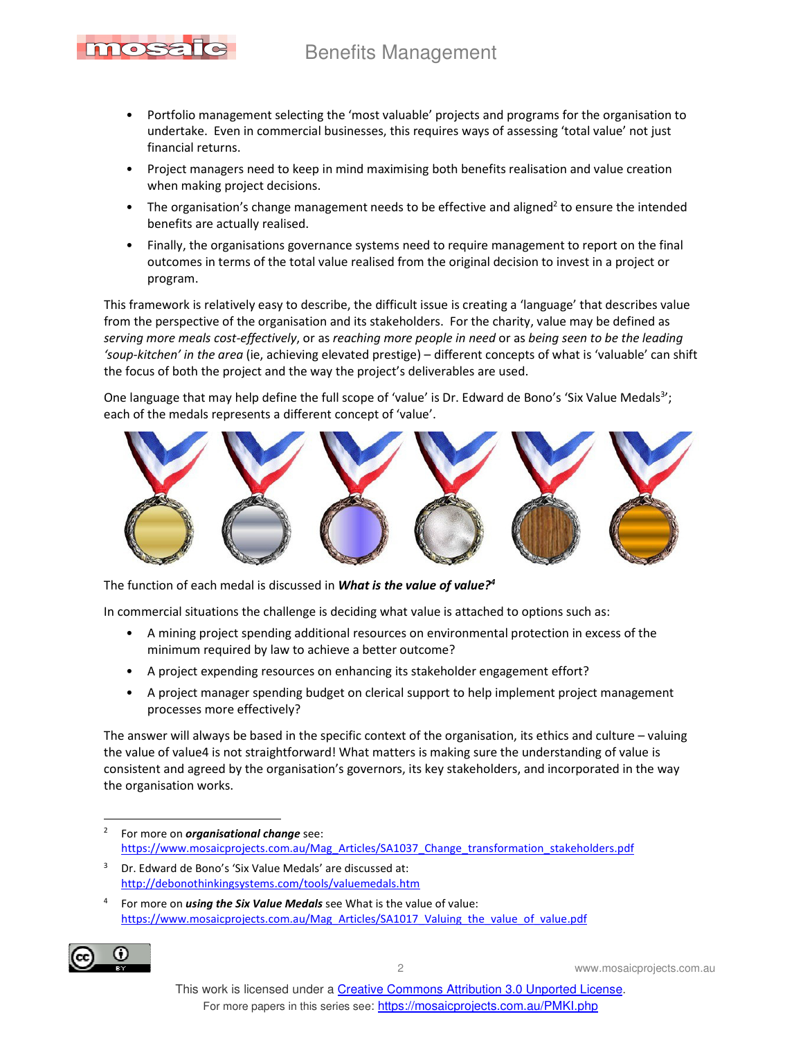- Portfolio management selecting the 'most valuable' projects and programs for the organisation to undertake. Even in commercial businesses, this requires ways of assessing 'total value' not just financial returns.
- Project managers need to keep in mind maximising both benefits realisation and value creation when making project decisions.
- The organisation's change management needs to be effective and aligned[2] to ensure the intended benefits are actually realised.
- Finally, the organisations governance systems need to require management to report on the final outcomes in terms of the total value realised from the original decision to invest in a project or program.

This framework is relatively easy to describe, the difficult issue is creating a 'language' that describes value from the perspective of the organisation and its stakeholders. For the charity, value may be defined as *serving more meals cost-effectively*, or as *reaching more people in need* or as *being seen to be the leading 'soup-kitchen' in the area* (ie, achieving elevated prestige) – different concepts of what is 'valuable' can shift the focus of both the project and the way the project's deliverables are used.

One language that may help define the full scope of 'value' is Dr. Edward de Bono's 'Six Value Medals[3]'; each of the medals represents a different concept of 'value'.

The function of each medal is discussed in ***What is the value of value?***[4]

In commercial situations the challenge is deciding what value is attached to options such as:

- A mining project spending additional resources on environmental protection in excess of the minimum required by law to achieve a better outcome?
- A project expending resources on enhancing its stakeholder engagement effort?
- A project manager spending budget on clerical support to help implement project management processes more effectively?

The answer will always be based in the specific context of the organisation, its ethics and culture – valuing the value of value4 is not straightforward! What matters is making sure the understanding of value is consistent and agreed by the organisation's governors, its key stakeholders, and incorporated in the way the organisation works.

---

[2] For more on ***organisational change*** see: https://www.mosaicprojects.com.au/Mag_Articles/SA1037_Change_transformation_stakeholders.pdf

[3] Dr. Edward de Bono's 'Six Value Medals' are discussed at: http://debonothinkingsystems.com/tools/valuemedals.htm

[4] For more on ***using the Six Value Medals*** see What is the value of value: https://www.mosaicprojects.com.au/Mag_Articles/SA1017_Valuing_the_value_of_value.pdf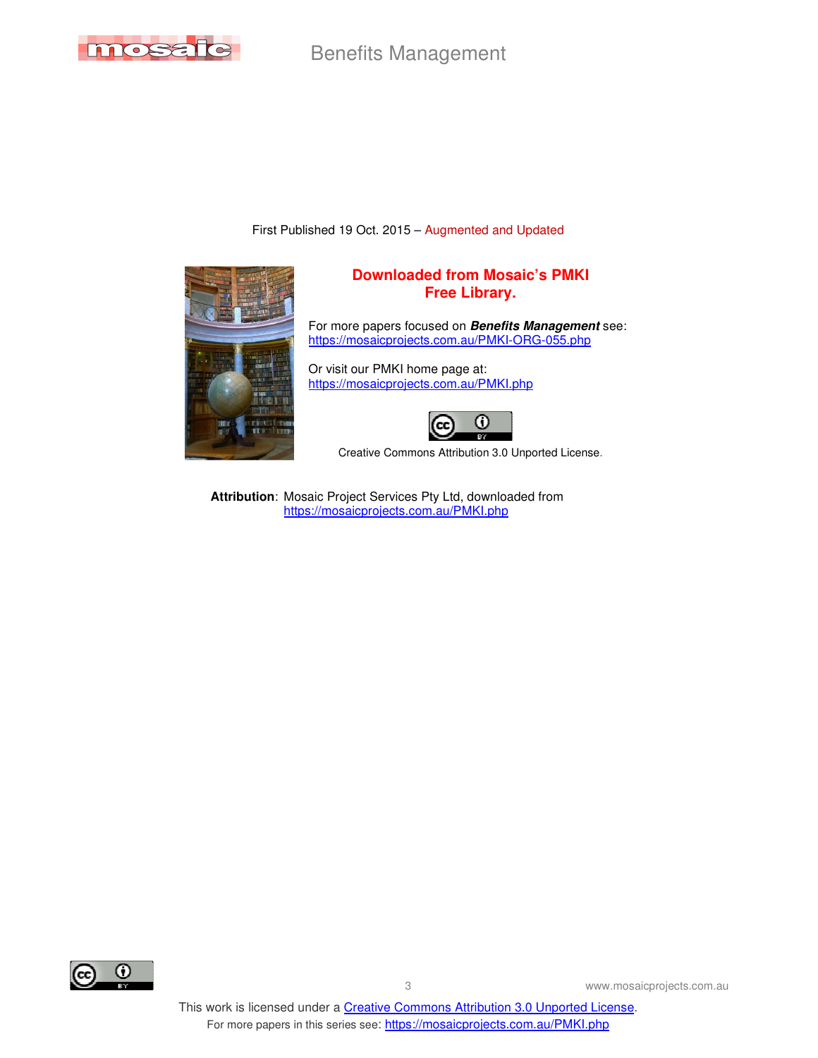First Published 19 Oct. 2015 – Augmented and Updated

**Downloaded from Mosaic's PMKI Free Library.**

For more papers focused on ***Benefits Management*** see:
https://mosaicprojects.com.au/PMKI-ORG-055.php

Or visit our PMKI home page at:
https://mosaicprojects.com.au/PMKI.php

Creative Commons Attribution 3.0 Unported License.

**Attribution**: Mosaic Project Services Pty Ltd, downloaded from https://mosaicprojects.com.au/PMKI.php